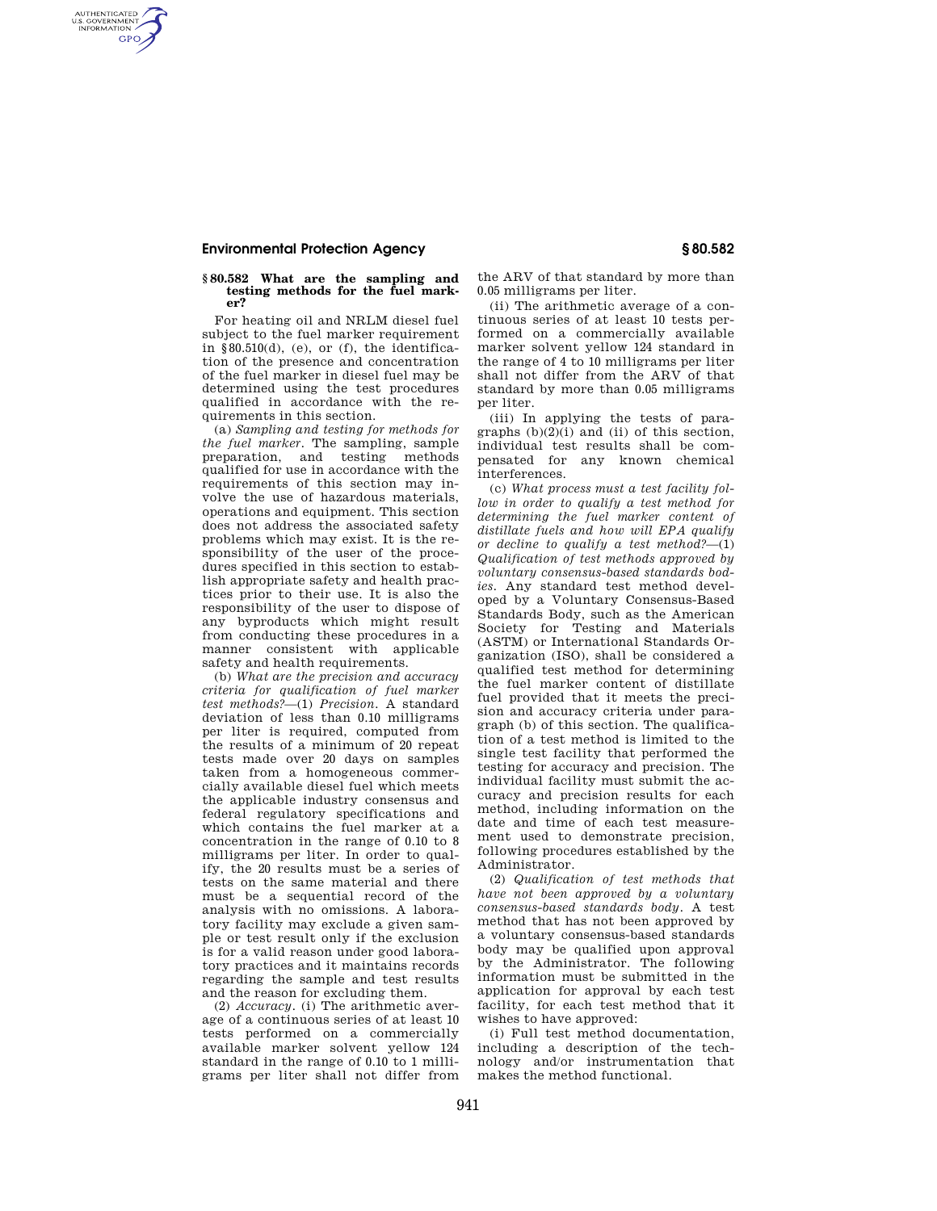## § 80.582 What are the sampling and testing methods for the fuel marker?

For heating oil and NRLM diesel fuel subject to the fuel marker requirement in §80.510(d), (e), or (f), the identification of the presence and concentration of the fuel marker in diesel fuel may be determined using the test procedures qualified in accordance with the requirements in this section.

(a) *Sampling and testing for methods for the fuel marker.* The sampling, sample preparation, and testing methods qualified for use in accordance with the requirements of this section may involve the use of hazardous materials, operations and equipment. This section does not address the associated safety problems which may exist. It is the responsibility of the user of the procedures specified in this section to establish appropriate safety and health practices prior to their use. It is also the responsibility of the user to dispose of any byproducts which might result from conducting these procedures in a manner consistent with applicable safety and health requirements.

(b) *What are the precision and accuracy criteria for qualification of fuel marker test methods?*—(1) *Precision.* A standard deviation of less than 0.10 milligrams per liter is required, computed from the results of a minimum of 20 repeat tests made over 20 days on samples taken from a homogeneous commercially available diesel fuel which meets the applicable industry consensus and federal regulatory specifications and which contains the fuel marker at a concentration in the range of 0.10 to 8 milligrams per liter. In order to qualify, the 20 results must be a series of tests on the same material and there must be a sequential record of the analysis with no omissions. A laboratory facility may exclude a given sample or test result only if the exclusion is for a valid reason under good laboratory practices and it maintains records regarding the sample and test results and the reason for excluding them.

(2) *Accuracy.* (i) The arithmetic average of a continuous series of at least 10 tests performed on a commercially available marker solvent yellow 124 standard in the range of 0.10 to 1 milligrams per liter shall not differ from the ARV of that standard by more than 0.05 milligrams per liter.

(ii) The arithmetic average of a continuous series of at least 10 tests performed on a commercially available marker solvent yellow 124 standard in the range of 4 to 10 milligrams per liter shall not differ from the ARV of that standard by more than 0.05 milligrams per liter.

(iii) In applying the tests of paragraphs (b)(2)(i) and (ii) of this section, individual test results shall be compensated for any known chemical interferences.

(c) *What process must a test facility follow in order to qualify a test method for determining the fuel marker content of distillate fuels and how will EPA qualify or decline to qualify a test method?*—(1) *Qualification of test methods approved by voluntary consensus-based standards bodies.* Any standard test method developed by a Voluntary Consensus-Based Standards Body, such as the American Society for Testing and Materials (ASTM) or International Standards Organization (ISO), shall be considered a qualified test method for determining the fuel marker content of distillate fuel provided that it meets the precision and accuracy criteria under paragraph (b) of this section. The qualification of a test method is limited to the single test facility that performed the testing for accuracy and precision. The individual facility must submit the accuracy and precision results for each method, including information on the date and time of each test measurement used to demonstrate precision, following procedures established by the Administrator.

(2) *Qualification of test methods that have not been approved by a voluntary consensus-based standards body.* A test method that has not been approved by a voluntary consensus-based standards body may be qualified upon approval by the Administrator. The following information must be submitted in the application for approval by each test facility, for each test method that it wishes to have approved:

(i) Full test method documentation, including a description of the technology and/or instrumentation that makes the method functional.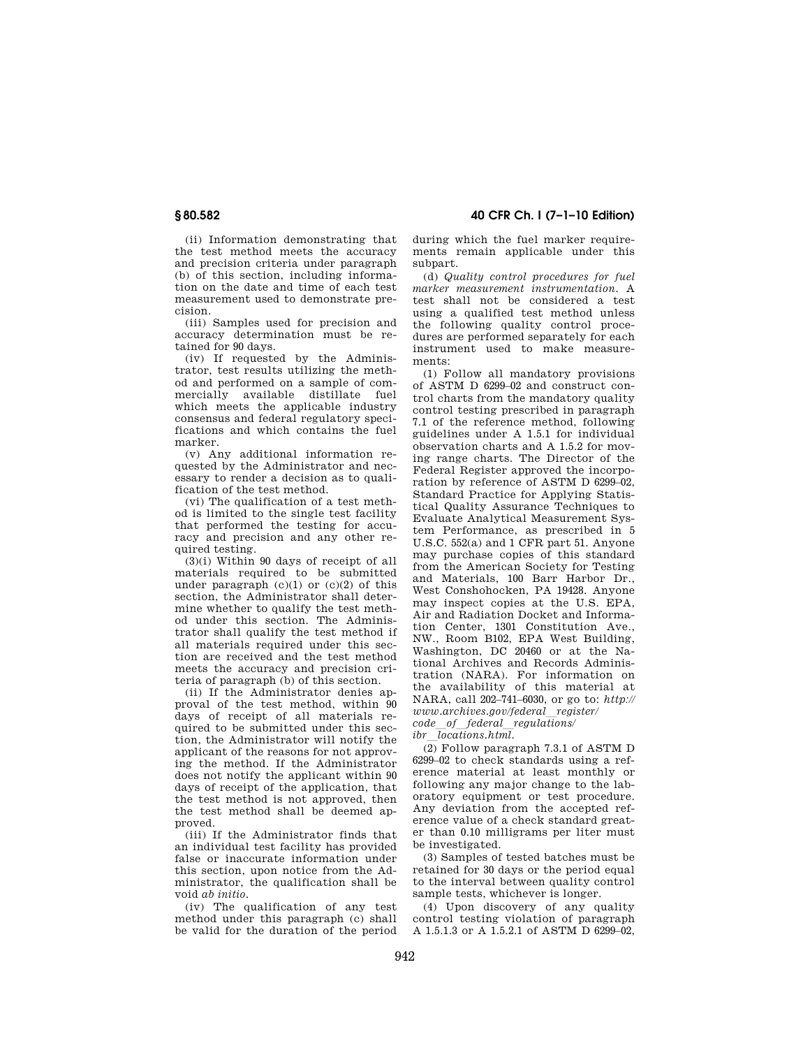(ii) Information demonstrating that the test method meets the accuracy and precision criteria under paragraph (b) of this section, including information on the date and time of each test measurement used to demonstrate precision.

(iii) Samples used for precision and accuracy determination must be retained for 90 days.

(iv) If requested by the Administrator, test results utilizing the method and performed on a sample of commercially available distillate fuel which meets the applicable industry consensus and federal regulatory specifications and which contains the fuel marker.

(v) Any additional information requested by the Administrator and necessary to render a decision as to qualification of the test method.

(vi) The qualification of a test method is limited to the single test facility that performed the testing for accuracy and precision and any other required testing.

(3)(i) Within 90 days of receipt of all materials required to be submitted under paragraph (c)(1) or (c)(2) of this section, the Administrator shall determine whether to qualify the test method under this section. The Administrator shall qualify the test method if all materials required under this section are received and the test method meets the accuracy and precision criteria of paragraph (b) of this section.

(ii) If the Administrator denies approval of the test method, within 90 days of receipt of all materials required to be submitted under this section, the Administrator will notify the applicant of the reasons for not approving the method. If the Administrator does not notify the applicant within 90 days of receipt of the application, that the test method is not approved, then the test method shall be deemed approved.

(iii) If the Administrator finds that an individual test facility has provided false or inaccurate information under this section, upon notice from the Administrator, the qualification shall be void *ab initio*.

(iv) The qualification of any test method under this paragraph (c) shall be valid for the duration of the period during which the fuel marker requirements remain applicable under this subpart.

(d) *Quality control procedures for fuel marker measurement instrumentation.* A test shall not be considered a test using a qualified test method unless the following quality control procedures are performed separately for each instrument used to make measurements:

(1) Follow all mandatory provisions of ASTM D 6299–02 and construct control charts from the mandatory quality control testing prescribed in paragraph 7.1 of the reference method, following guidelines under A 1.5.1 for individual observation charts and A 1.5.2 for moving range charts. The Director of the Federal Register approved the incorporation by reference of ASTM D 6299–02, Standard Practice for Applying Statistical Quality Assurance Techniques to Evaluate Analytical Measurement System Performance, as prescribed in 5 U.S.C. 552(a) and 1 CFR part 51. Anyone may purchase copies of this standard from the American Society for Testing and Materials, 100 Barr Harbor Dr., West Conshohocken, PA 19428. Anyone may inspect copies at the U.S. EPA, Air and Radiation Docket and Information Center, 1301 Constitution Ave., NW., Room B102, EPA West Building, Washington, DC 20460 or at the National Archives and Records Administration (NARA). For information on the availability of this material at NARA, call 202–741–6030, or go to: *http://www.archives.gov/federal_register/code_of_federal_regulations/ibr_locations.html*.

(2) Follow paragraph 7.3.1 of ASTM D 6299–02 to check standards using a reference material at least monthly or following any major change to the laboratory equipment or test procedure. Any deviation from the accepted reference value of a check standard greater than 0.10 milligrams per liter must be investigated.

(3) Samples of tested batches must be retained for 30 days or the period equal to the interval between quality control sample tests, whichever is longer.

(4) Upon discovery of any quality control testing violation of paragraph A 1.5.1.3 or A 1.5.2.1 of ASTM D 6299–02,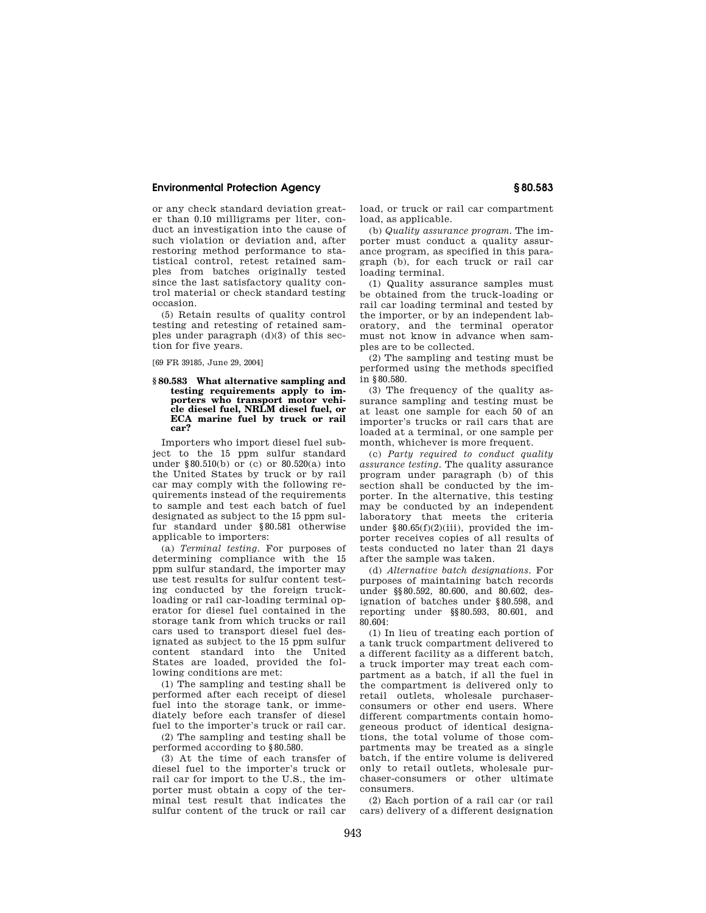or any check standard deviation greater than 0.10 milligrams per liter, conduct an investigation into the cause of such violation or deviation and, after restoring method performance to statistical control, retest retained samples from batches originally tested since the last satisfactory quality control material or check standard testing occasion.

(5) Retain results of quality control testing and retesting of retained samples under paragraph (d)(3) of this section for five years.

[69 FR 39185, June 29, 2004]

## § 80.583 What alternative sampling and testing requirements apply to importers who transport motor vehicle diesel fuel, NRLM diesel fuel, or ECA marine fuel by truck or rail car?

Importers who import diesel fuel subject to the 15 ppm sulfur standard under §80.510(b) or (c) or 80.520(a) into the United States by truck or by rail car may comply with the following requirements instead of the requirements to sample and test each batch of fuel designated as subject to the 15 ppm sulfur standard under §80.581 otherwise applicable to importers:

(a) *Terminal testing.* For purposes of determining compliance with the 15 ppm sulfur standard, the importer may use test results for sulfur content testing conducted by the foreign truck-loading or rail car-loading terminal operator for diesel fuel contained in the storage tank from which trucks or rail cars used to transport diesel fuel designated as subject to the 15 ppm sulfur content standard into the United States are loaded, provided the following conditions are met:

(1) The sampling and testing shall be performed after each receipt of diesel fuel into the storage tank, or immediately before each transfer of diesel fuel to the importer's truck or rail car.

(2) The sampling and testing shall be performed according to §80.580.

(3) At the time of each transfer of diesel fuel to the importer's truck or rail car for import to the U.S., the importer must obtain a copy of the terminal test result that indicates the sulfur content of the truck or rail car load, or truck or rail car compartment load, as applicable.

(b) *Quality assurance program.* The importer must conduct a quality assurance program, as specified in this paragraph (b), for each truck or rail car loading terminal.

(1) Quality assurance samples must be obtained from the truck-loading or rail car loading terminal and tested by the importer, or by an independent laboratory, and the terminal operator must not know in advance when samples are to be collected.

(2) The sampling and testing must be performed using the methods specified in §80.580.

(3) The frequency of the quality assurance sampling and testing must be at least one sample for each 50 of an importer's trucks or rail cars that are loaded at a terminal, or one sample per month, whichever is more frequent.

(c) *Party required to conduct quality assurance testing.* The quality assurance program under paragraph (b) of this section shall be conducted by the importer. In the alternative, this testing may be conducted by an independent laboratory that meets the criteria under §80.65(f)(2)(iii), provided the importer receives copies of all results of tests conducted no later than 21 days after the sample was taken.

(d) *Alternative batch designations.* For purposes of maintaining batch records under §§80.592, 80.600, and 80.602, designation of batches under §80.598, and reporting under §§80.593, 80.601, and 80.604:

(1) In lieu of treating each portion of a tank truck compartment delivered to a different facility as a different batch, a truck importer may treat each compartment as a batch, if all the fuel in the compartment is delivered only to retail outlets, wholesale purchaser-consumers or other end users. Where different compartments contain homogeneous product of identical designations, the total volume of those compartments may be treated as a single batch, if the entire volume is delivered only to retail outlets, wholesale purchaser-consumers or other ultimate consumers.

(2) Each portion of a rail car (or rail cars) delivery of a different designation